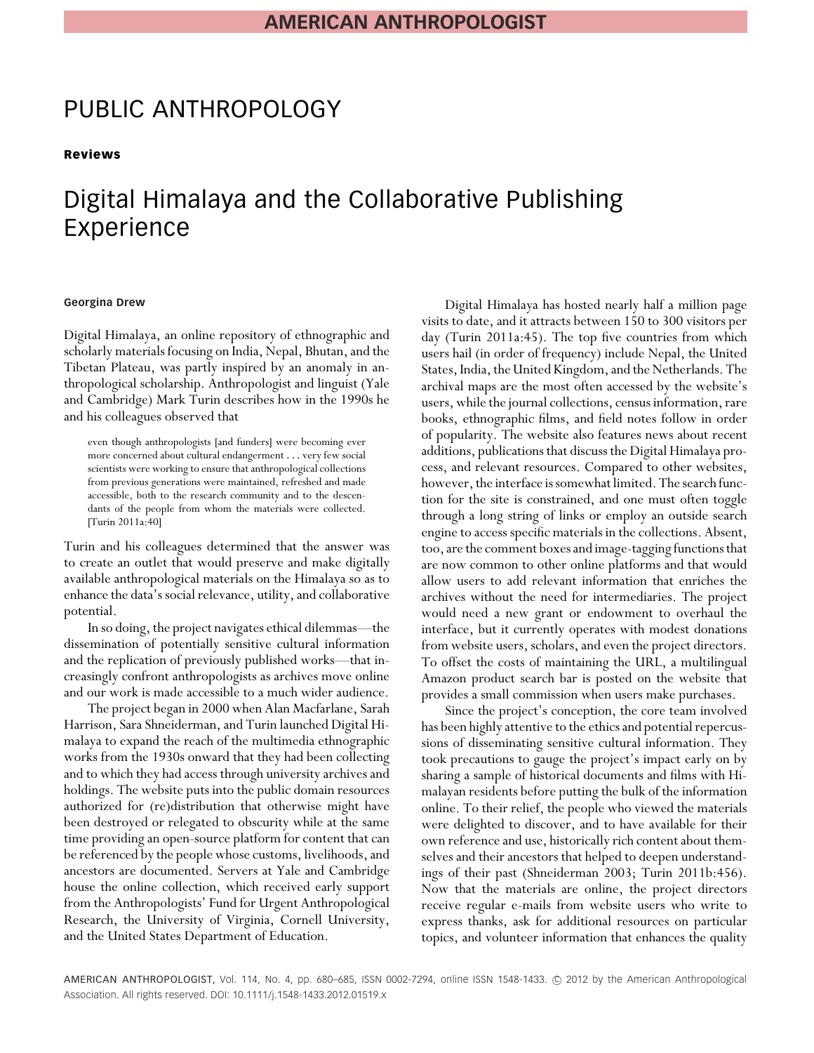# PUBLIC ANTHROPOLOGY

**Reviews**

## Digital Himalaya and the Collaborative Publishing Experience

**Georgina Drew**

Digital Himalaya, an online repository of ethnographic and scholarly materials focusing on India, Nepal, Bhutan, and the Tibetan Plateau, was partly inspired by an anomaly in anthropological scholarship. Anthropologist and linguist (Yale and Cambridge) Mark Turin describes how in the 1990s he and his colleagues observed that

> even though anthropologists [and funders] were becoming ever more concerned about cultural endangerment . . . very few social scientists were working to ensure that anthropological collections from previous generations were maintained, refreshed and made accessible, both to the research community and to the descendants of the people from whom the materials were collected. [Turin 2011a:40]

Turin and his colleagues determined that the answer was to create an outlet that would preserve and make digitally available anthropological materials on the Himalaya so as to enhance the data's social relevance, utility, and collaborative potential.

In so doing, the project navigates ethical dilemmas—the dissemination of potentially sensitive cultural information and the replication of previously published works—that increasingly confront anthropologists as archives move online and our work is made accessible to a much wider audience.

The project began in 2000 when Alan Macfarlane, Sarah Harrison, Sara Shneiderman, and Turin launched Digital Himalaya to expand the reach of the multimedia ethnographic works from the 1930s onward that they had been collecting and to which they had access through university archives and holdings. The website puts into the public domain resources authorized for (re)distribution that otherwise might have been destroyed or relegated to obscurity while at the same time providing an open-source platform for content that can be referenced by the people whose customs, livelihoods, and ancestors are documented. Servers at Yale and Cambridge house the online collection, which received early support from the Anthropologists' Fund for Urgent Anthropological Research, the University of Virginia, Cornell University, and the United States Department of Education.

Digital Himalaya has hosted nearly half a million page visits to date, and it attracts between 150 to 300 visitors per day (Turin 2011a:45). The top five countries from which users hail (in order of frequency) include Nepal, the United States, India, the United Kingdom, and the Netherlands. The archival maps are the most often accessed by the website's users, while the journal collections, census information, rare books, ethnographic films, and field notes follow in order of popularity. The website also features news about recent additions, publications that discuss the Digital Himalaya process, and relevant resources. Compared to other websites, however, the interface is somewhat limited. The search function for the site is constrained, and one must often toggle through a long string of links or employ an outside search engine to access specific materials in the collections. Absent, too, are the comment boxes and image-tagging functions that are now common to other online platforms and that would allow users to add relevant information that enriches the archives without the need for intermediaries. The project would need a new grant or endowment to overhaul the interface, but it currently operates with modest donations from website users, scholars, and even the project directors. To offset the costs of maintaining the URL, a multilingual Amazon product search bar is posted on the website that provides a small commission when users make purchases.

Since the project's conception, the core team involved has been highly attentive to the ethics and potential repercussions of disseminating sensitive cultural information. They took precautions to gauge the project's impact early on by sharing a sample of historical documents and films with Himalayan residents before putting the bulk of the information online. To their relief, the people who viewed the materials were delighted to discover, and to have available for their own reference and use, historically rich content about themselves and their ancestors that helped to deepen understandings of their past (Shneiderman 2003; Turin 2011b:456). Now that the materials are online, the project directors receive regular e-mails from website users who write to express thanks, ask for additional resources on particular topics, and volunteer information that enhances the quality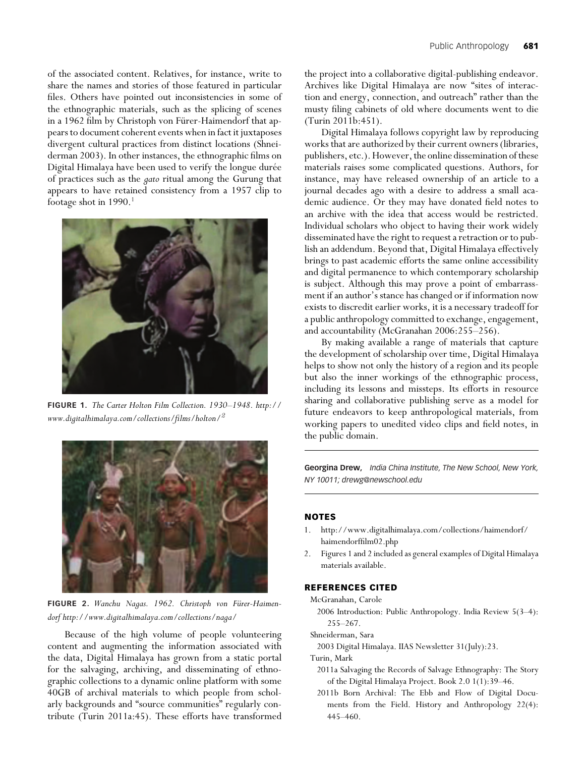of the associated content. Relatives, for instance, write to share the names and stories of those featured in particular files. Others have pointed out inconsistencies in some of the ethnographic materials, such as the splicing of scenes in a 1962 film by Christoph von Fürer-Haimendorf that appears to document coherent events when in fact it juxtaposes divergent cultural practices from distinct locations (Shneiderman 2003). In other instances, the ethnographic films on Digital Himalaya have been used to verify the longue durée of practices such as the *gato* ritual among the Gurung that appears to have retained consistency from a 1957 clip to footage shot in 1990.[1]

**FIGURE 1.** *The Carter Holton Film Collection. 1930–1948. http://www.digitalhimalaya.com/collections/films/holton/*[2]

**FIGURE 2.** *Wanchu Nagas. 1962. Christoph von Fürer-Haimendorf http://www.digitalhimalaya.com/collections/naga/*

Because of the high volume of people volunteering content and augmenting the information associated with the data, Digital Himalaya has grown from a static portal for the salvaging, archiving, and disseminating of ethnographic collections to a dynamic online platform with some 40GB of archival materials to which people from scholarly backgrounds and "source communities" regularly contribute (Turin 2011a:45). These efforts have transformed the project into a collaborative digital-publishing endeavor. Archives like Digital Himalaya are now "sites of interaction and energy, connection, and outreach" rather than the musty filing cabinets of old where documents went to die (Turin 2011b:451).

Digital Himalaya follows copyright law by reproducing works that are authorized by their current owners (libraries, publishers, etc.). However, the online dissemination of these materials raises some complicated questions. Authors, for instance, may have released ownership of an article to a journal decades ago with a desire to address a small academic audience. Or they may have donated field notes to an archive with the idea that access would be restricted. Individual scholars who object to having their work widely disseminated have the right to request a retraction or to publish an addendum. Beyond that, Digital Himalaya effectively brings to past academic efforts the same online accessibility and digital permanence to which contemporary scholarship is subject. Although this may prove a point of embarrassment if an author's stance has changed or if information now exists to discredit earlier works, it is a necessary tradeoff for a public anthropology committed to exchange, engagement, and accountability (McGranahan 2006:255–256).

By making available a range of materials that capture the development of scholarship over time, Digital Himalaya helps to show not only the history of a region and its people but also the inner workings of the ethnographic process, including its lessons and missteps. Its efforts in resource sharing and collaborative publishing serve as a model for future endeavors to keep anthropological materials, from working papers to unedited video clips and field notes, in the public domain.

**Georgina Drew,** *India China Institute, The New School, New York, NY 10011; drewg@newschool.edu*

## NOTES

1. http://www.digitalhimalaya.com/collections/haimendorf/haimendorffilm02.php
2. Figures 1 and 2 included as general examples of Digital Himalaya materials available.

## REFERENCES CITED

McGranahan, Carole
2006 Introduction: Public Anthropology. India Review 5(3–4): 255–267.

Shneiderman, Sara
2003 Digital Himalaya. IIAS Newsletter 31(July):23.

Turin, Mark
2011a Salvaging the Records of Salvage Ethnography: The Story of the Digital Himalaya Project. Book 2.0 1(1):39–46.
2011b Born Archival: The Ebb and Flow of Digital Documents from the Field. History and Anthropology 22(4): 445–460.